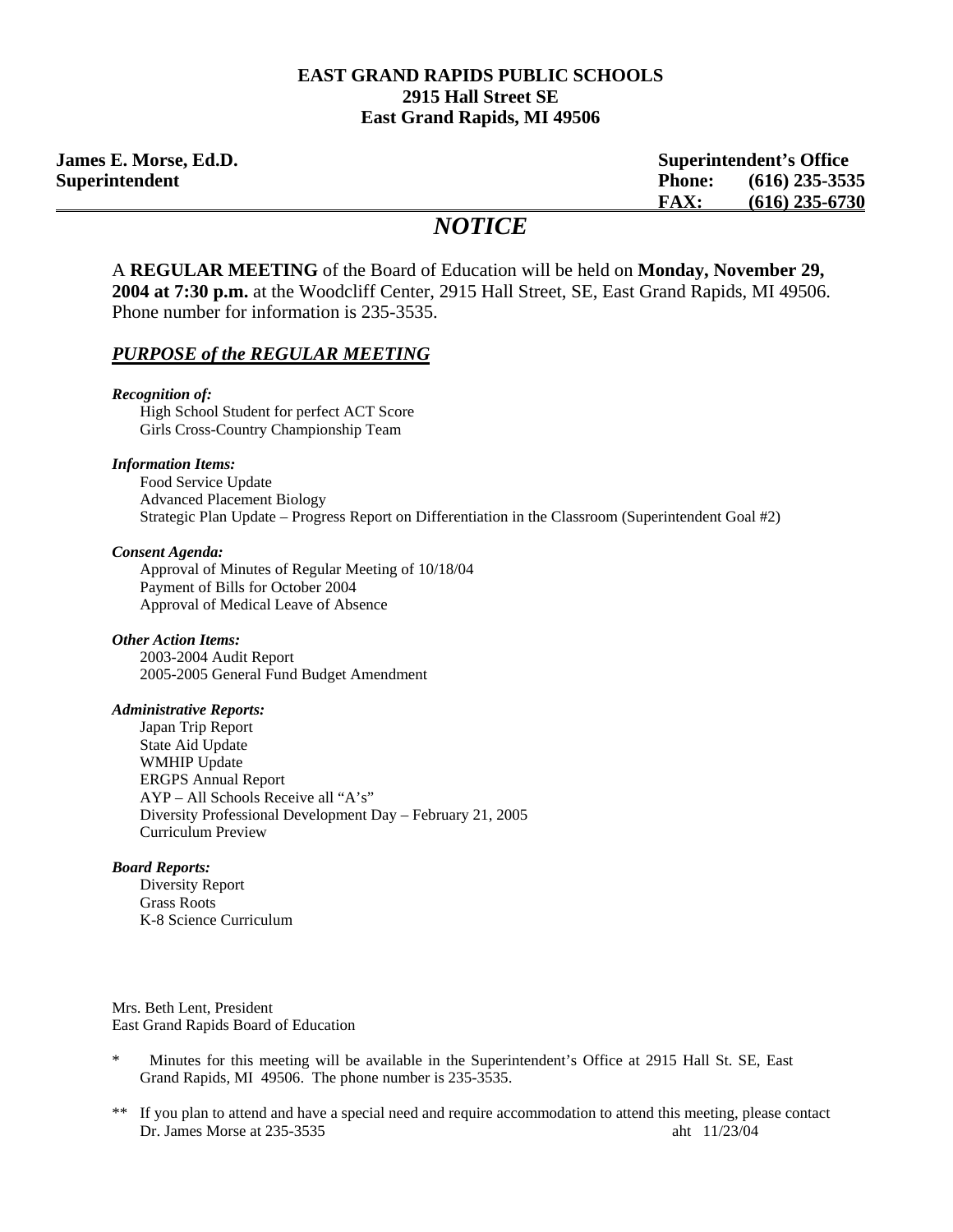**EAST GRAND RAPIDS PUBLIC SCHOOLS**
**2915 Hall Street SE**
**East Grand Rapids, MI 49506**

**James E. Morse, Ed.D.**
**Superintendent**

**Superintendent's Office**
**Phone: (616) 235-3535**
**FAX: (616) 235-6730**

# *NOTICE*

A **REGULAR MEETING** of the Board of Education will be held on **Monday, November 29, 2004 at 7:30 p.m.** at the Woodcliff Center, 2915 Hall Street, SE, East Grand Rapids, MI 49506. Phone number for information is 235-3535.

## ***PURPOSE of the REGULAR MEETING***

***Recognition of:***

- High School Student for perfect ACT Score
- Girls Cross-Country Championship Team

***Information Items:***

- Food Service Update
- Advanced Placement Biology
- Strategic Plan Update – Progress Report on Differentiation in the Classroom (Superintendent Goal #2)

***Consent Agenda:***

- Approval of Minutes of Regular Meeting of 10/18/04
- Payment of Bills for October 2004
- Approval of Medical Leave of Absence

***Other Action Items:***

- 2003-2004 Audit Report
- 2005-2005 General Fund Budget Amendment

***Administrative Reports:***

- Japan Trip Report
- State Aid Update
- WMHIP Update
- ERGPS Annual Report
- AYP – All Schools Receive all "A's"
- Diversity Professional Development Day – February 21, 2005
- Curriculum Preview

***Board Reports:***

- Diversity Report
- Grass Roots
- K-8 Science Curriculum

Mrs. Beth Lent, President
East Grand Rapids Board of Education

\* Minutes for this meeting will be available in the Superintendent's Office at 2915 Hall St. SE, East Grand Rapids, MI 49506. The phone number is 235-3535.

\*\* If you plan to attend and have a special need and require accommodation to attend this meeting, please contact Dr. James Morse at 235-3535

aht 11/23/04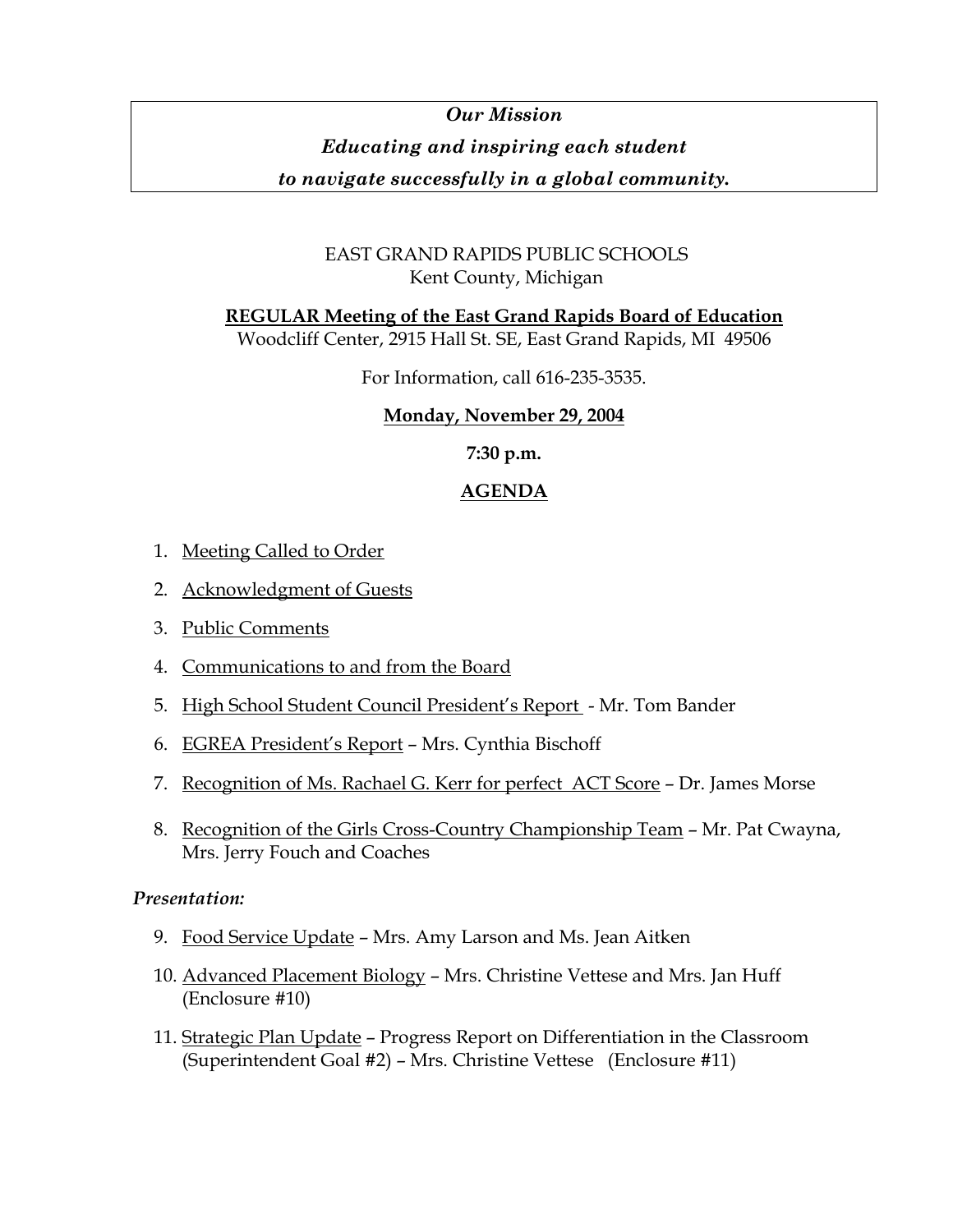*Our Mission*

***Educating and inspiring each student***

***to navigate successfully in a global community.***

EAST GRAND RAPIDS PUBLIC SCHOOLS
Kent County, Michigan

**REGULAR Meeting of the East Grand Rapids Board of Education**
Woodcliff Center, 2915 Hall St. SE, East Grand Rapids, MI 49506

For Information, call 616-235-3535.

**Monday, November 29, 2004**

**7:30 p.m.**

**AGENDA**

1. Meeting Called to Order
2. Acknowledgment of Guests
3. Public Comments
4. Communications to and from the Board
5. High School Student Council President's Report - Mr. Tom Bander
6. EGREA President's Report – Mrs. Cynthia Bischoff
7. Recognition of Ms. Rachael G. Kerr for perfect ACT Score – Dr. James Morse
8. Recognition of the Girls Cross-Country Championship Team – Mr. Pat Cwayna, Mrs. Jerry Fouch and Coaches

*Presentation:*

9. Food Service Update – Mrs. Amy Larson and Ms. Jean Aitken
10. Advanced Placement Biology – Mrs. Christine Vettese and Mrs. Jan Huff (Enclosure #10)
11. Strategic Plan Update – Progress Report on Differentiation in the Classroom (Superintendent Goal #2) – Mrs. Christine Vettese (Enclosure #11)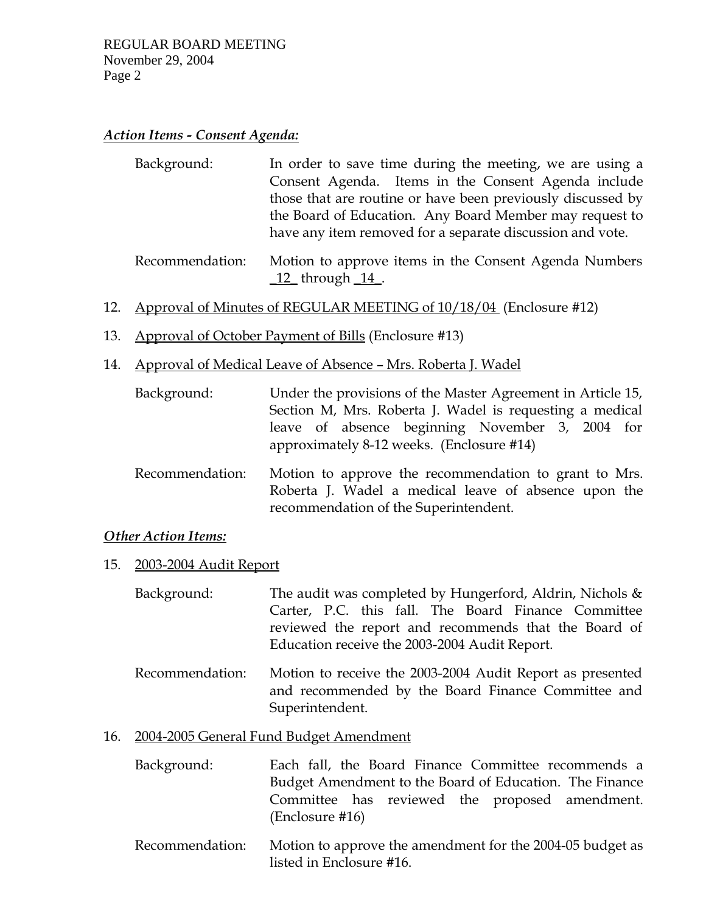***Action Items - Consent Agenda:***

Background: In order to save time during the meeting, we are using a Consent Agenda. Items in the Consent Agenda include those that are routine or have been previously discussed by the Board of Education. Any Board Member may request to have any item removed for a separate discussion and vote.

Recommendation: Motion to approve items in the Consent Agenda Numbers _12_ through _14_.

12. Approval of Minutes of REGULAR MEETING of 10/18/04 (Enclosure #12)

13. Approval of October Payment of Bills (Enclosure #13)

14. Approval of Medical Leave of Absence – Mrs. Roberta J. Wadel

    Background: Under the provisions of the Master Agreement in Article 15, Section M, Mrs. Roberta J. Wadel is requesting a medical leave of absence beginning November 3, 2004 for approximately 8-12 weeks. (Enclosure #14)

    Recommendation: Motion to approve the recommendation to grant to Mrs. Roberta J. Wadel a medical leave of absence upon the recommendation of the Superintendent.

***Other Action Items:***

15. 2003-2004 Audit Report

    Background: The audit was completed by Hungerford, Aldrin, Nichols & Carter, P.C. this fall. The Board Finance Committee reviewed the report and recommends that the Board of Education receive the 2003-2004 Audit Report.

    Recommendation: Motion to receive the 2003-2004 Audit Report as presented and recommended by the Board Finance Committee and Superintendent.

16. 2004-2005 General Fund Budget Amendment

    Background: Each fall, the Board Finance Committee recommends a Budget Amendment to the Board of Education. The Finance Committee has reviewed the proposed amendment. (Enclosure #16)

    Recommendation: Motion to approve the amendment for the 2004-05 budget as listed in Enclosure #16.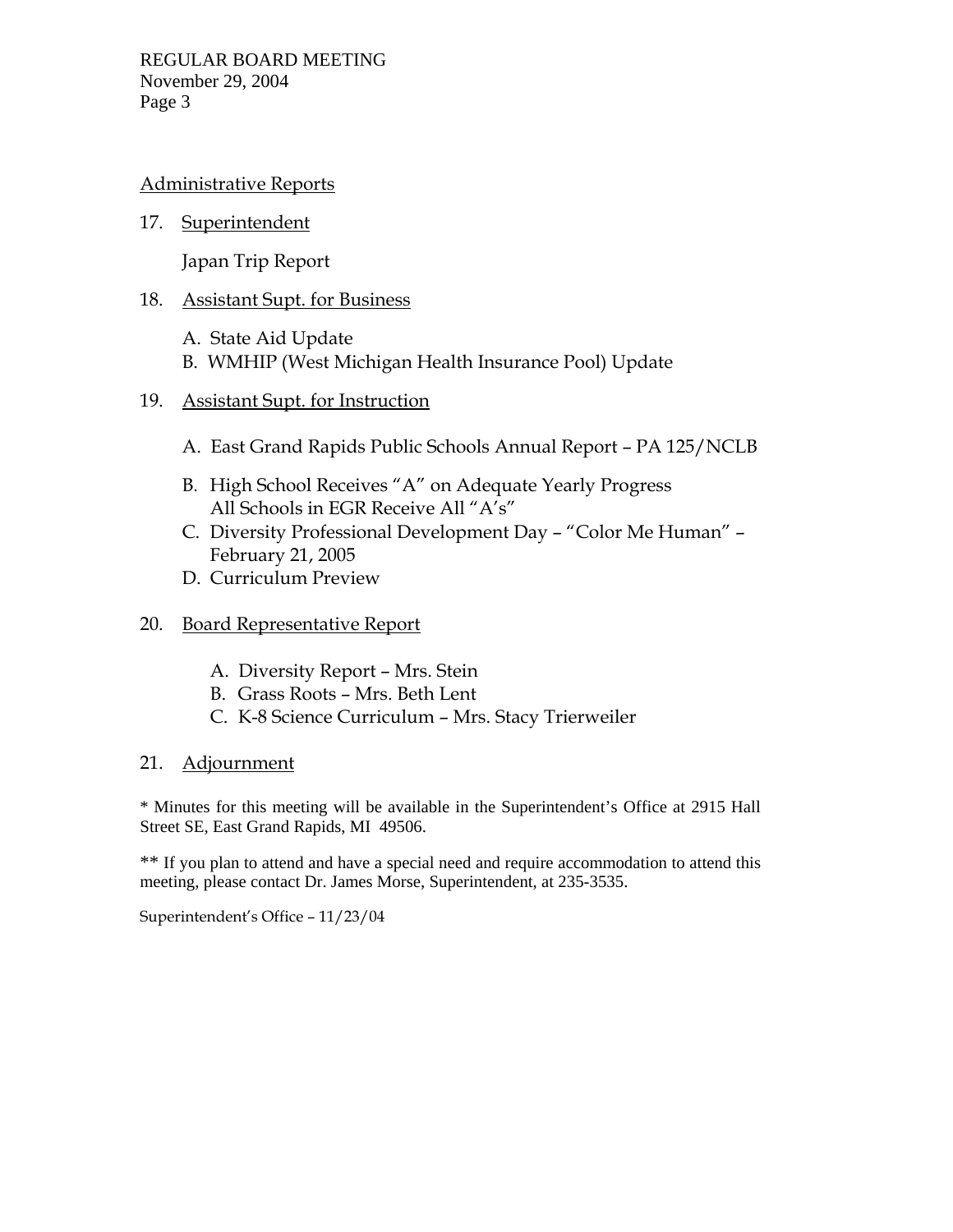## Administrative Reports

17. Superintendent

    Japan Trip Report

18. Assistant Supt. for Business

    A. State Aid Update
    B. WMHIP (West Michigan Health Insurance Pool) Update

19. Assistant Supt. for Instruction

    A. East Grand Rapids Public Schools Annual Report – PA 125/NCLB

    B. High School Receives "A" on Adequate Yearly Progress
       All Schools in EGR Receive All "A's"
    C. Diversity Professional Development Day – "Color Me Human" – February 21, 2005
    D. Curriculum Preview

20. Board Representative Report

    A. Diversity Report – Mrs. Stein
    B. Grass Roots – Mrs. Beth Lent
    C. K-8 Science Curriculum – Mrs. Stacy Trierweiler

21. Adjournment

* Minutes for this meeting will be available in the Superintendent's Office at 2915 Hall Street SE, East Grand Rapids, MI 49506.

** If you plan to attend and have a special need and require accommodation to attend this meeting, please contact Dr. James Morse, Superintendent, at 235-3535.

Superintendent's Office – 11/23/04